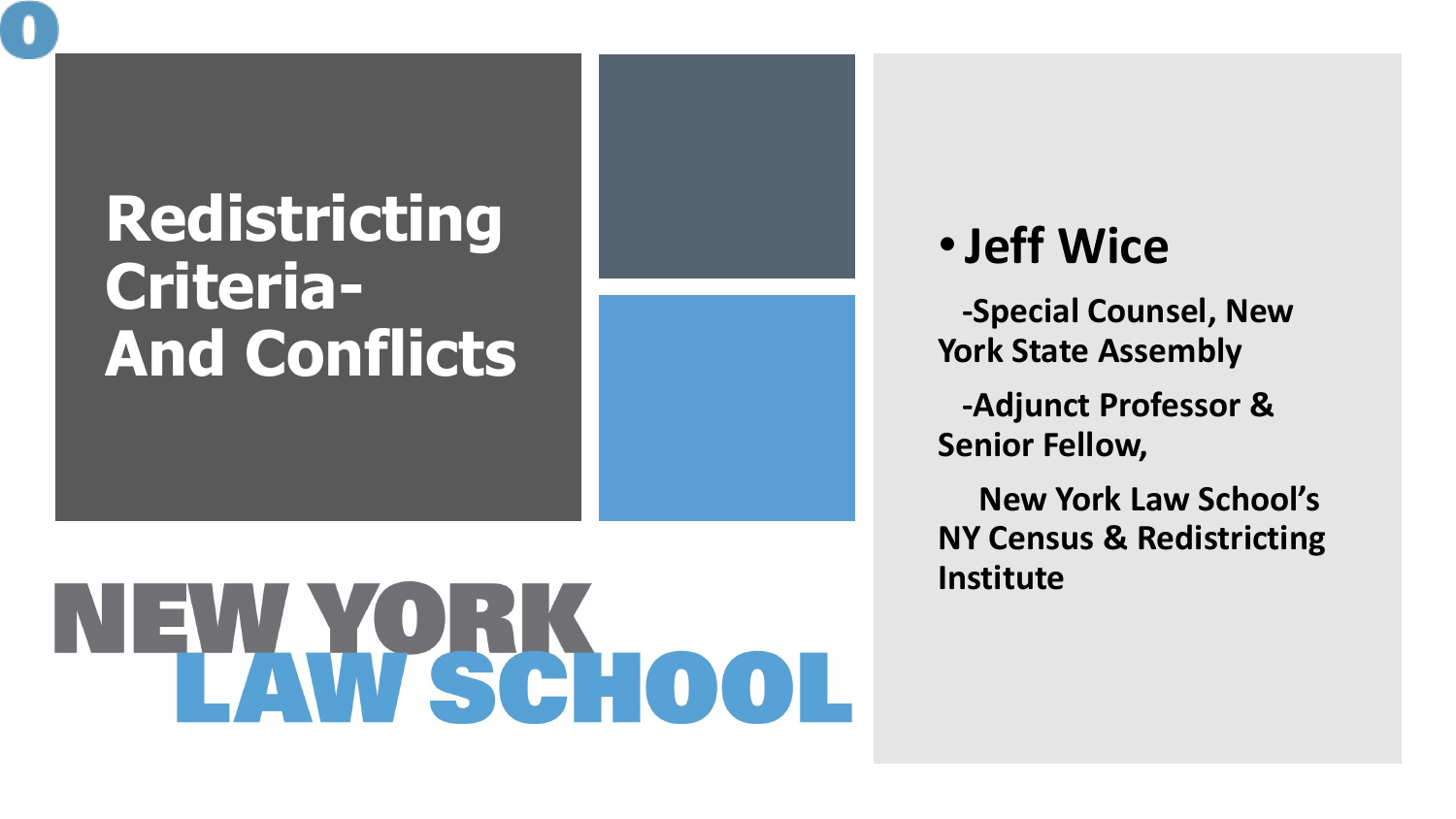# Redistricting Criteria- And Conflicts

NEW YORK LAW SCHOOL

- **Jeff Wice**

  -Special Counsel, New York State Assembly

  -Adjunct Professor & Senior Fellow,

  New York Law School's NY Census & Redistricting Institute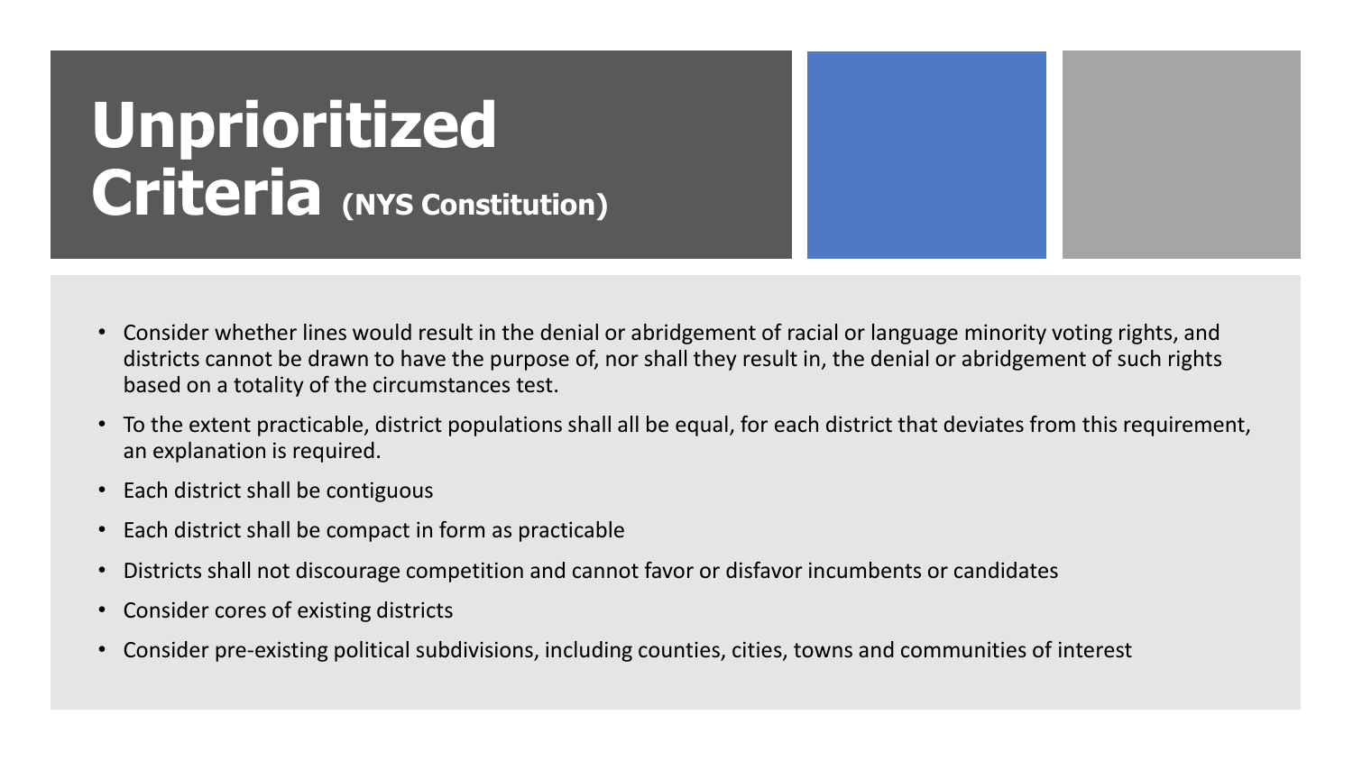# Unprioritized Criteria (NYS Constitution)

- Consider whether lines would result in the denial or abridgement of racial or language minority voting rights, and districts cannot be drawn to have the purpose of, nor shall they result in, the denial or abridgement of such rights based on a totality of the circumstances test.
- To the extent practicable, district populations shall all be equal, for each district that deviates from this requirement, an explanation is required.
- Each district shall be contiguous
- Each district shall be compact in form as practicable
- Districts shall not discourage competition and cannot favor or disfavor incumbents or candidates
- Consider cores of existing districts
- Consider pre-existing political subdivisions, including counties, cities, towns and communities of interest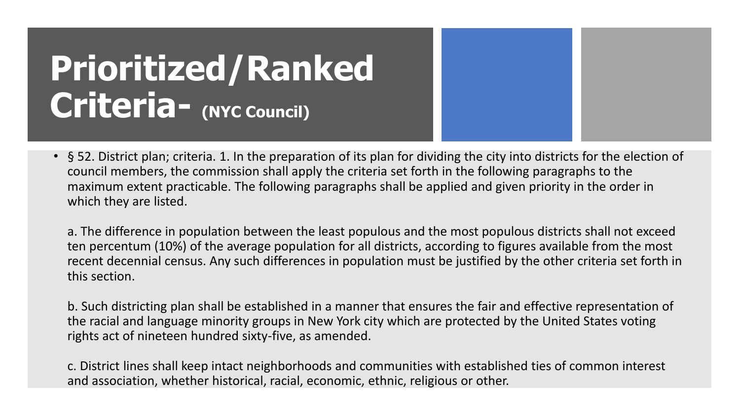# Prioritized/Ranked Criteria- (NYC Council)

- § 52. District plan; criteria. 1. In the preparation of its plan for dividing the city into districts for the election of council members, the commission shall apply the criteria set forth in the following paragraphs to the maximum extent practicable. The following paragraphs shall be applied and given priority in the order in which they are listed.

  a. The difference in population between the least populous and the most populous districts shall not exceed ten percentum (10%) of the average population for all districts, according to figures available from the most recent decennial census. Any such differences in population must be justified by the other criteria set forth in this section.

  b. Such districting plan shall be established in a manner that ensures the fair and effective representation of the racial and language minority groups in New York city which are protected by the United States voting rights act of nineteen hundred sixty-five, as amended.

  c. District lines shall keep intact neighborhoods and communities with established ties of common interest and association, whether historical, racial, economic, ethnic, religious or other.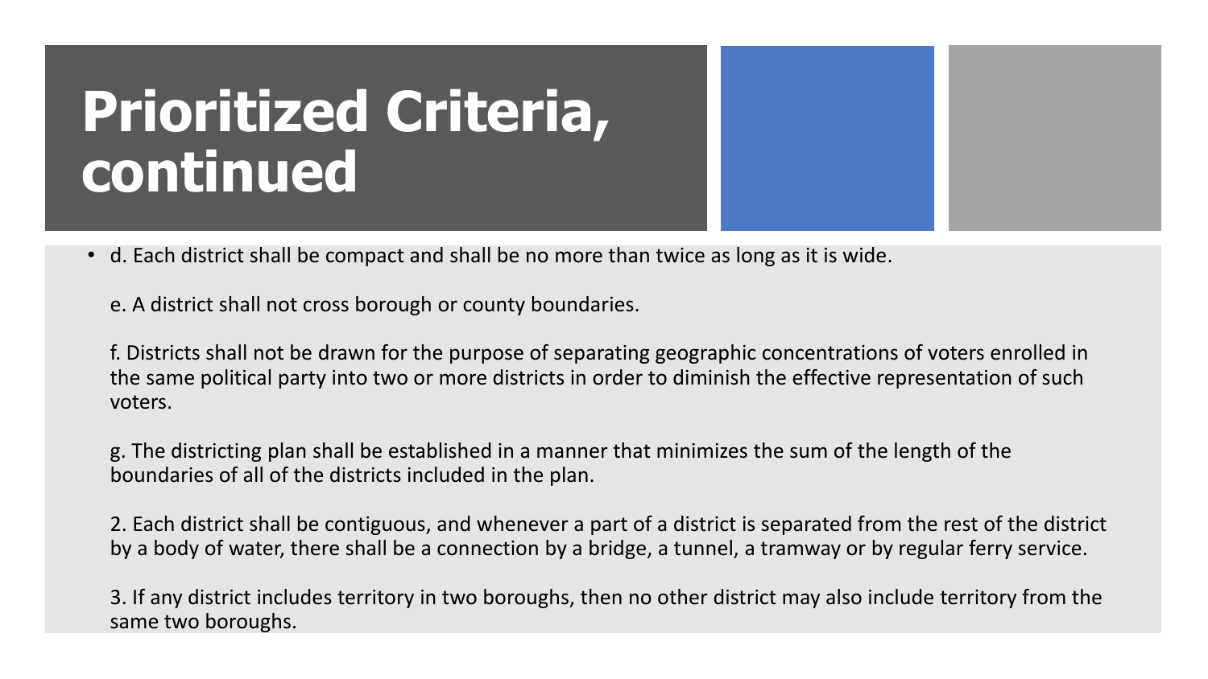# Prioritized Criteria, continued

- d. Each district shall be compact and shall be no more than twice as long as it is wide.

  e. A district shall not cross borough or county boundaries.

  f. Districts shall not be drawn for the purpose of separating geographic concentrations of voters enrolled in the same political party into two or more districts in order to diminish the effective representation of such voters.

  g. The districting plan shall be established in a manner that minimizes the sum of the length of the boundaries of all of the districts included in the plan.

  2. Each district shall be contiguous, and whenever a part of a district is separated from the rest of the district by a body of water, there shall be a connection by a bridge, a tunnel, a tramway or by regular ferry service.

  3. If any district includes territory in two boroughs, then no other district may also include territory from the same two boroughs.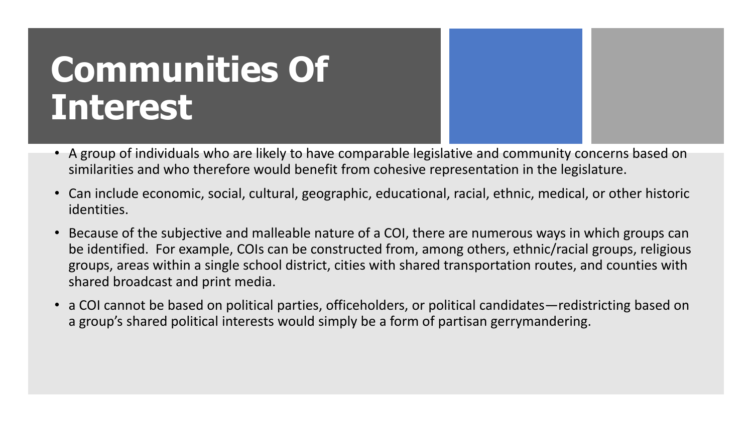# Communities Of Interest

- A group of individuals who are likely to have comparable legislative and community concerns based on similarities and who therefore would benefit from cohesive representation in the legislature.
- Can include economic, social, cultural, geographic, educational, racial, ethnic, medical, or other historic identities.
- Because of the subjective and malleable nature of a COI, there are numerous ways in which groups can be identified. For example, COIs can be constructed from, among others, ethnic/racial groups, religious groups, areas within a single school district, cities with shared transportation routes, and counties with shared broadcast and print media.
- a COI cannot be based on political parties, officeholders, or political candidates—redistricting based on a group's shared political interests would simply be a form of partisan gerrymandering.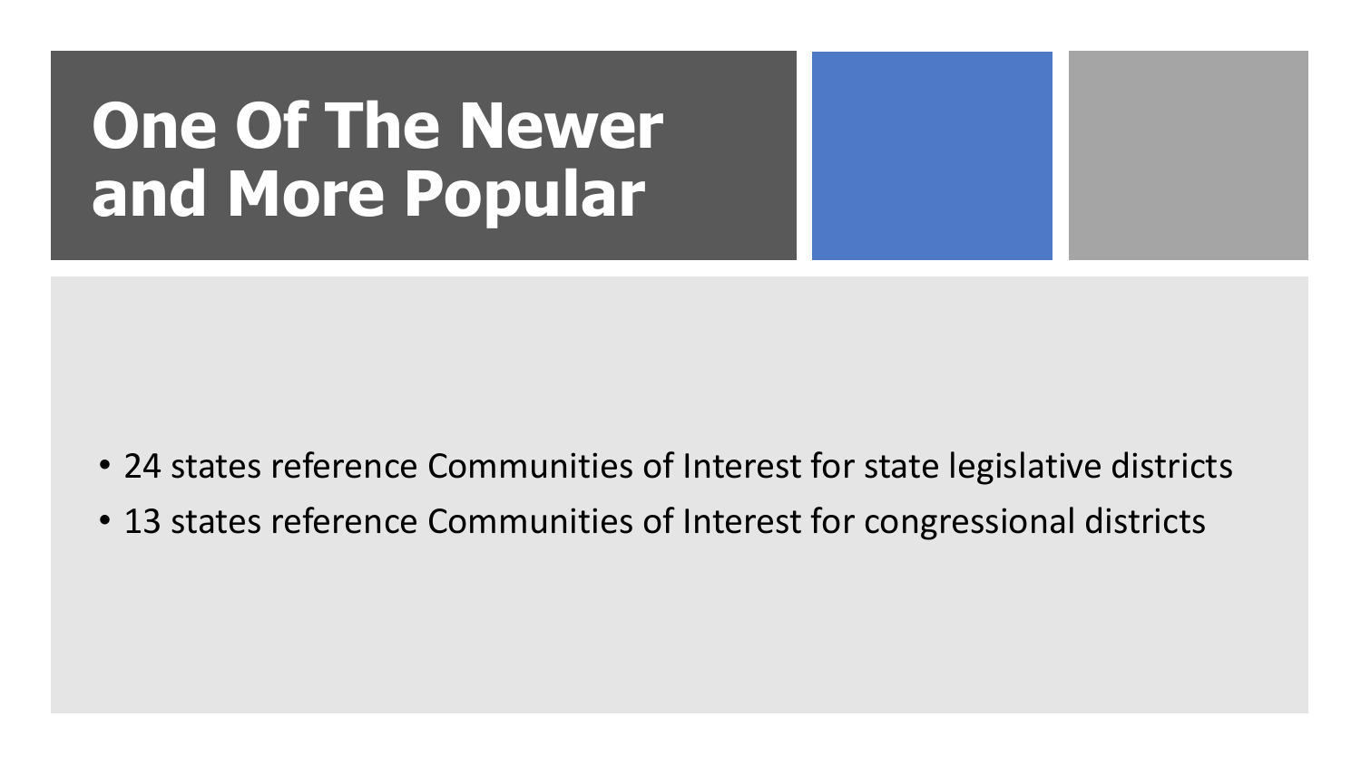# One Of The Newer and More Popular

- 24 states reference Communities of Interest for state legislative districts
- 13 states reference Communities of Interest for congressional districts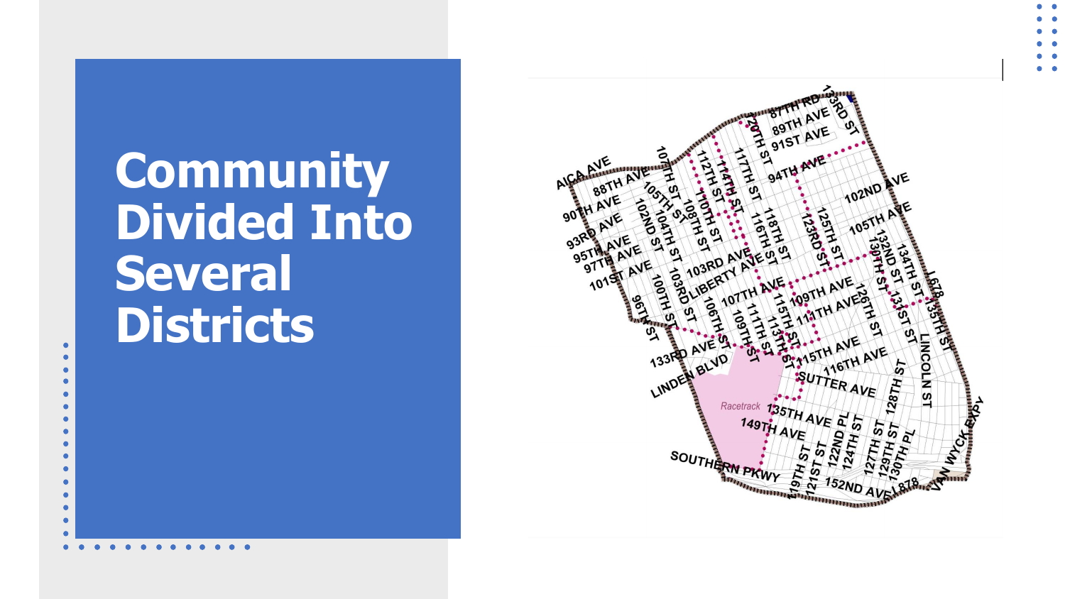# Community Divided Into Several Districts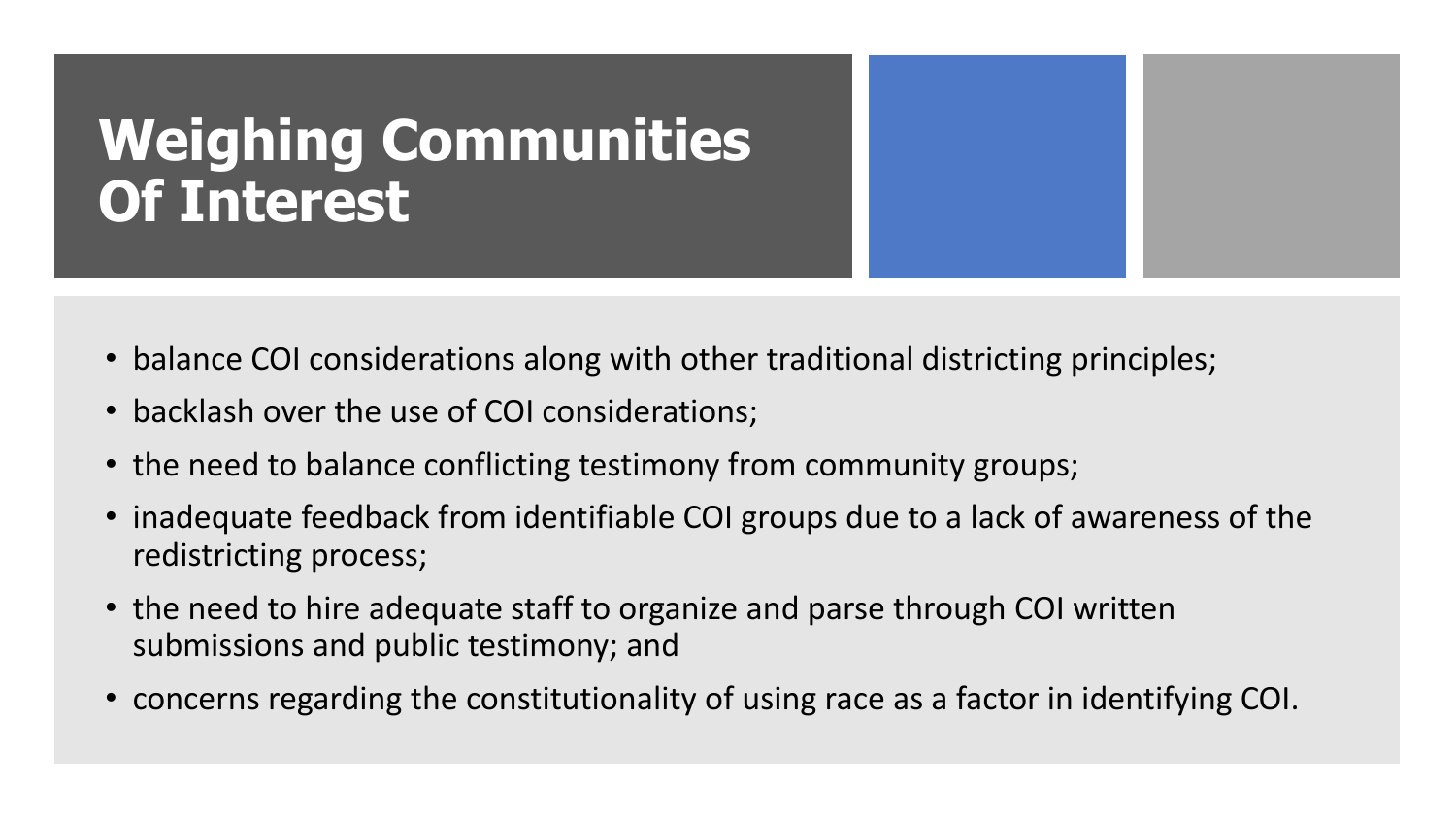# Weighing Communities Of Interest

- balance COI considerations along with other traditional districting principles;
- backlash over the use of COI considerations;
- the need to balance conflicting testimony from community groups;
- inadequate feedback from identifiable COI groups due to a lack of awareness of the redistricting process;
- the need to hire adequate staff to organize and parse through COI written submissions and public testimony; and
- concerns regarding the constitutionality of using race as a factor in identifying COI.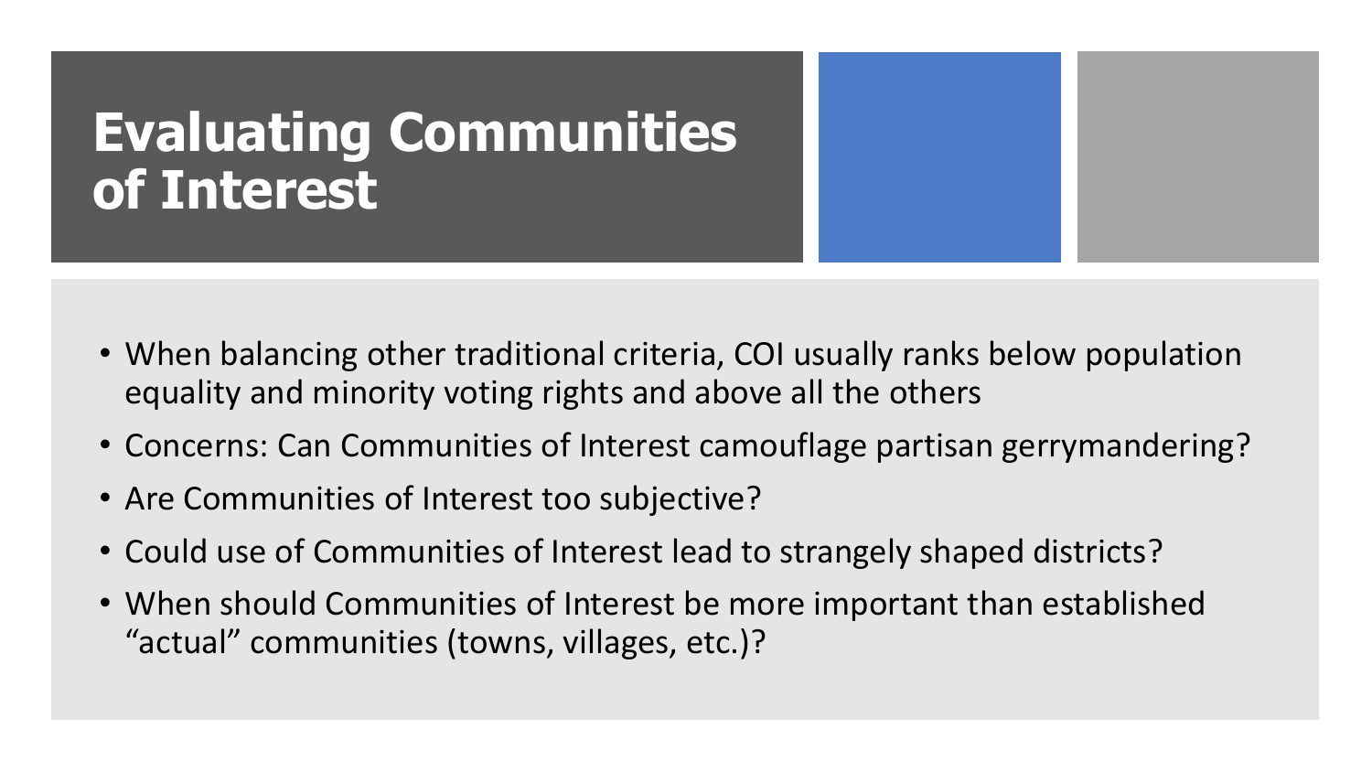# Evaluating Communities of Interest

- When balancing other traditional criteria, COI usually ranks below population equality and minority voting rights and above all the others
- Concerns: Can Communities of Interest camouflage partisan gerrymandering?
- Are Communities of Interest too subjective?
- Could use of Communities of Interest lead to strangely shaped districts?
- When should Communities of Interest be more important than established “actual” communities (towns, villages, etc.)?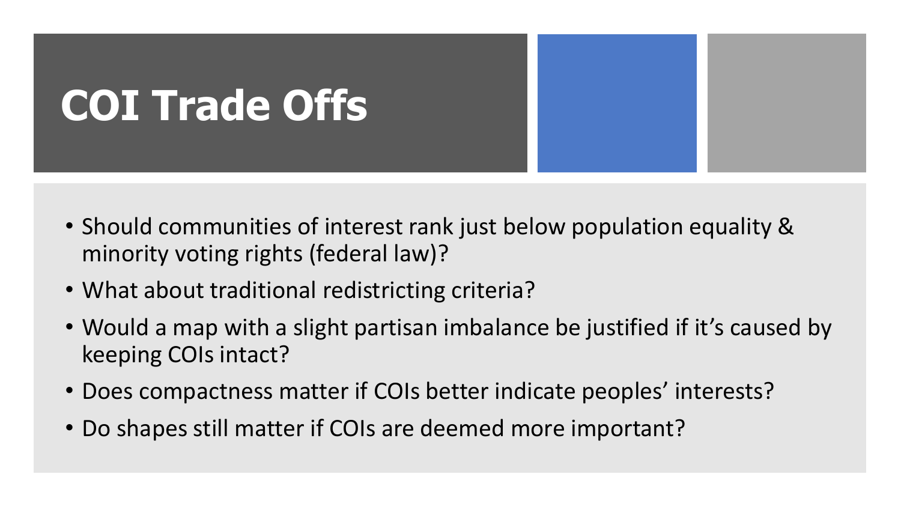# COI Trade Offs

- Should communities of interest rank just below population equality & minority voting rights (federal law)?
- What about traditional redistricting criteria?
- Would a map with a slight partisan imbalance be justified if it's caused by keeping COIs intact?
- Does compactness matter if COIs better indicate peoples' interests?
- Do shapes still matter if COIs are deemed more important?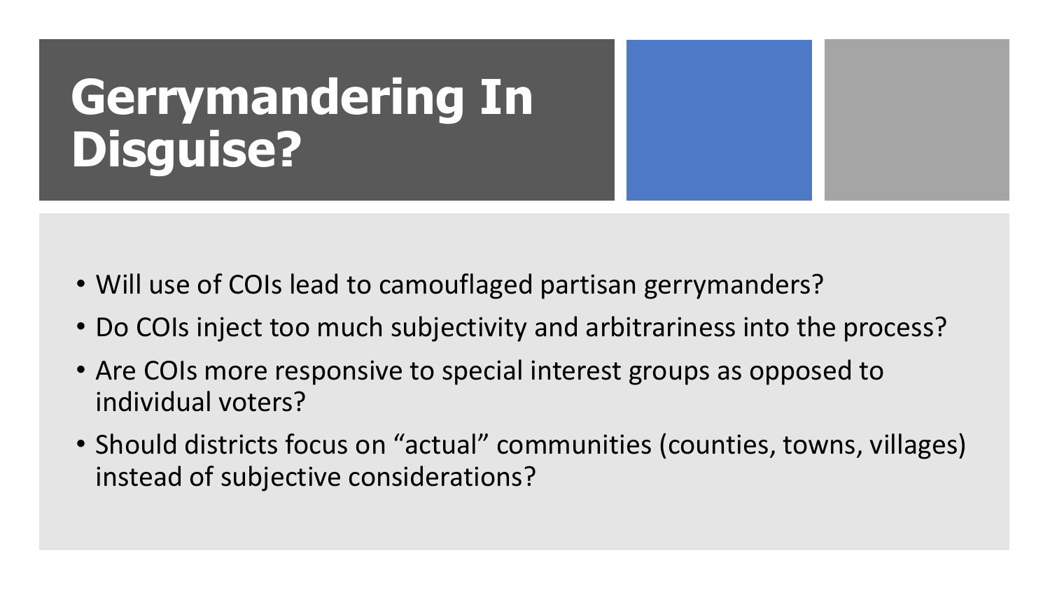# Gerrymandering In Disguise?

- Will use of COIs lead to camouflaged partisan gerrymanders?
- Do COIs inject too much subjectivity and arbitrariness into the process?
- Are COIs more responsive to special interest groups as opposed to individual voters?
- Should districts focus on “actual” communities (counties, towns, villages) instead of subjective considerations?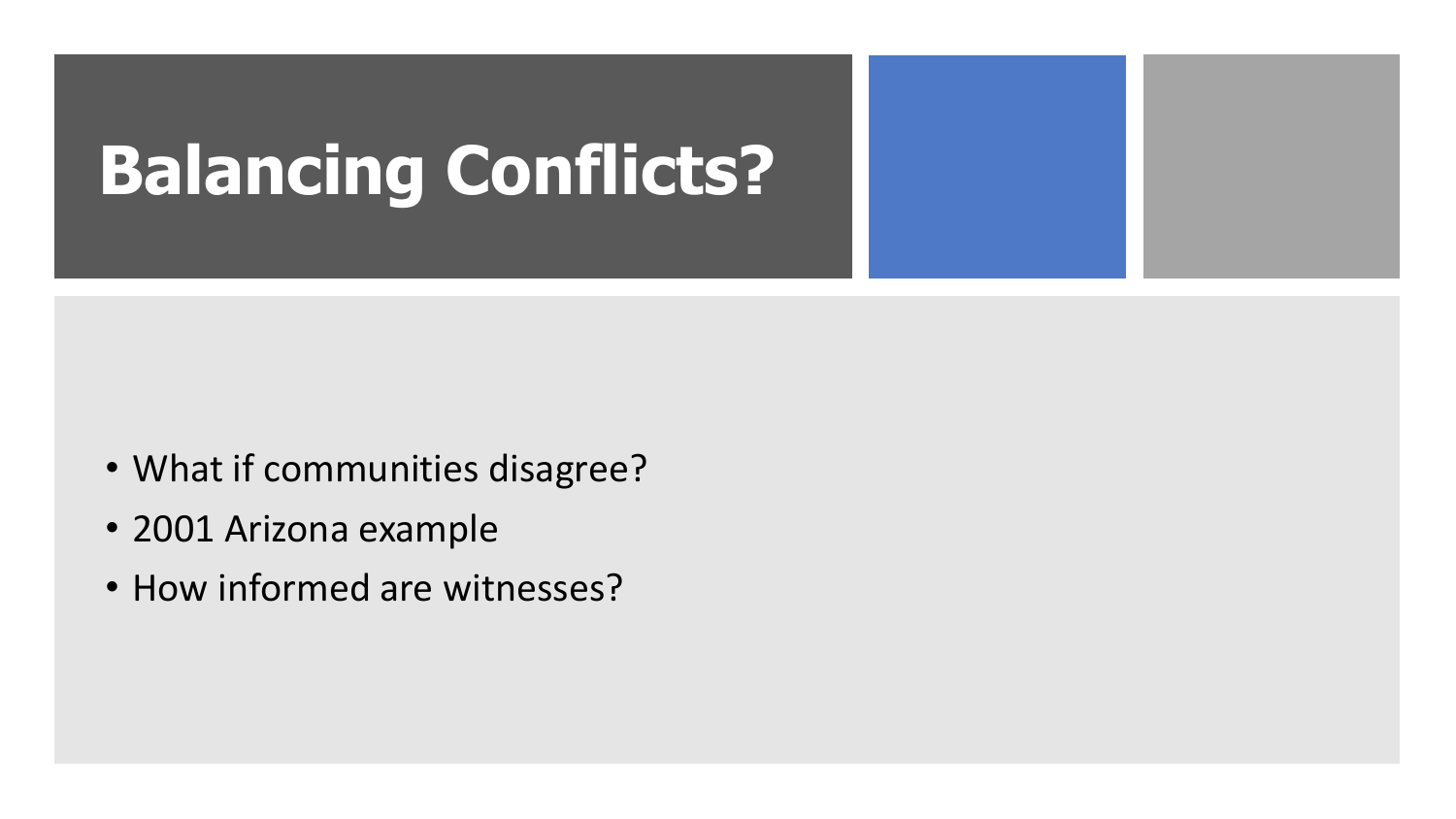# Balancing Conflicts?

- What if communities disagree?
- 2001 Arizona example
- How informed are witnesses?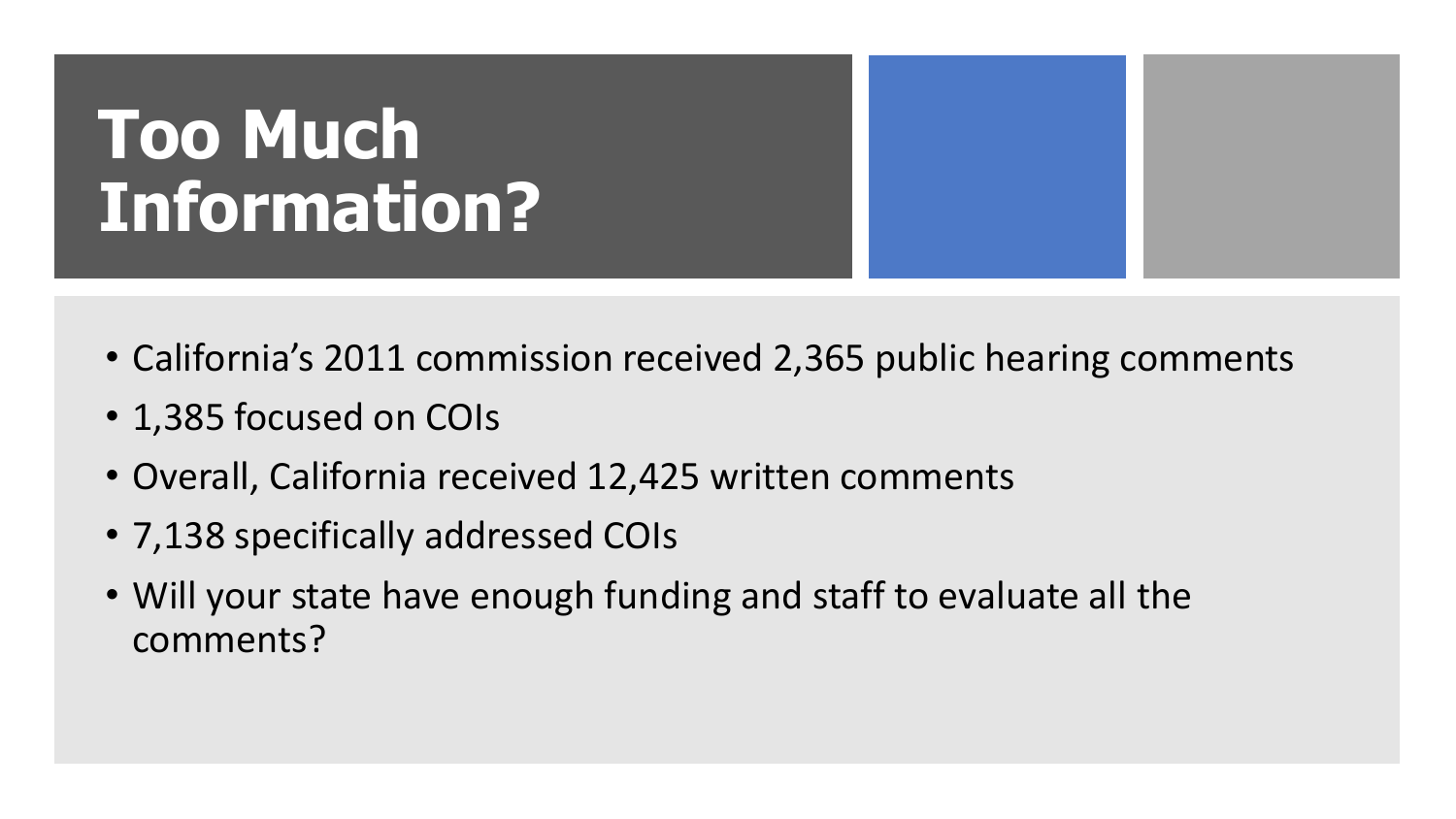# Too Much Information?

- California’s 2011 commission received 2,365 public hearing comments
- 1,385 focused on COIs
- Overall, California received 12,425 written comments
- 7,138 specifically addressed COIs
- Will your state have enough funding and staff to evaluate all the comments?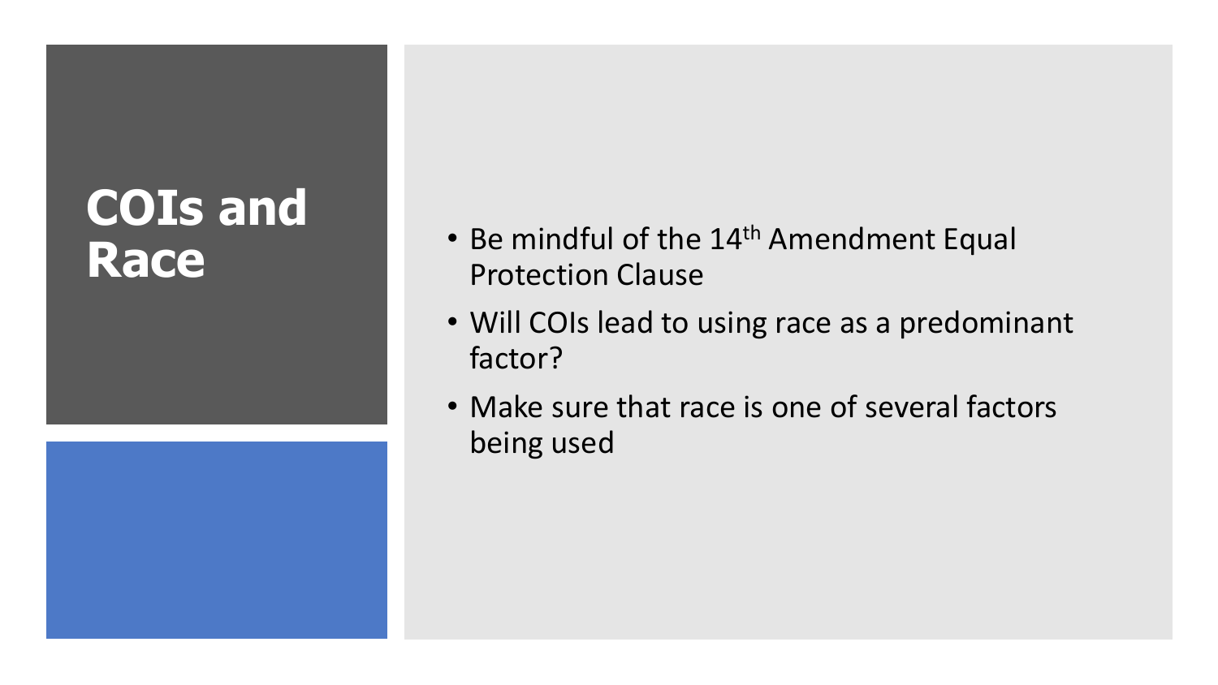# COIs and Race

- Be mindful of the 14th Amendment Equal Protection Clause
- Will COIs lead to using race as a predominant factor?
- Make sure that race is one of several factors being used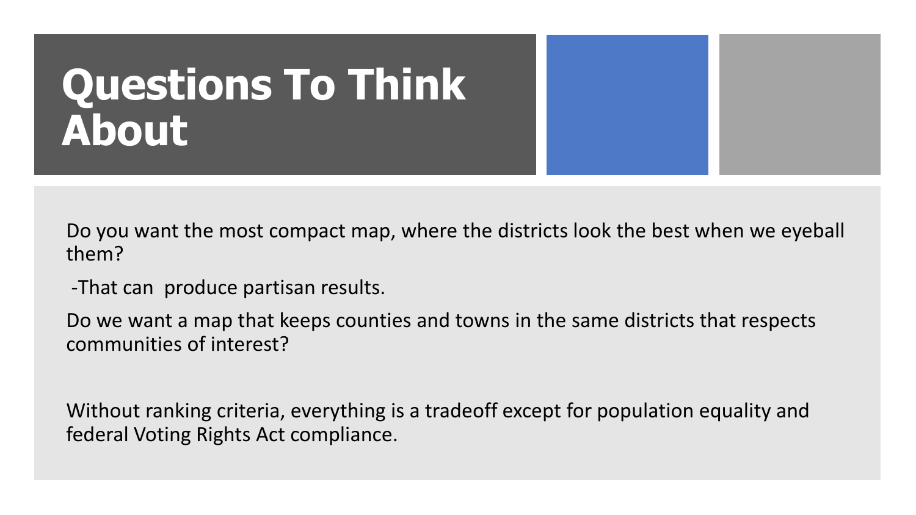# Questions To Think About

Do you want the most compact map, where the districts look the best when we eyeball them?

-That can produce partisan results.

Do we want a map that keeps counties and towns in the same districts that respects communities of interest?

Without ranking criteria, everything is a tradeoff except for population equality and federal Voting Rights Act compliance.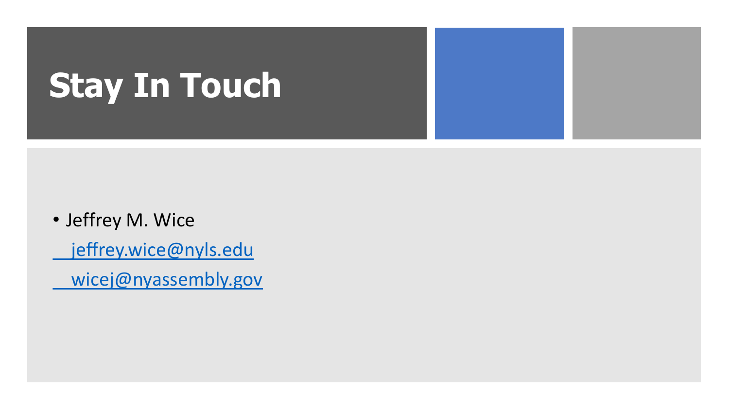# Stay In Touch

- Jeffrey M. Wice

  jeffrey.wice@nyls.edu

  wicej@nyassembly.gov